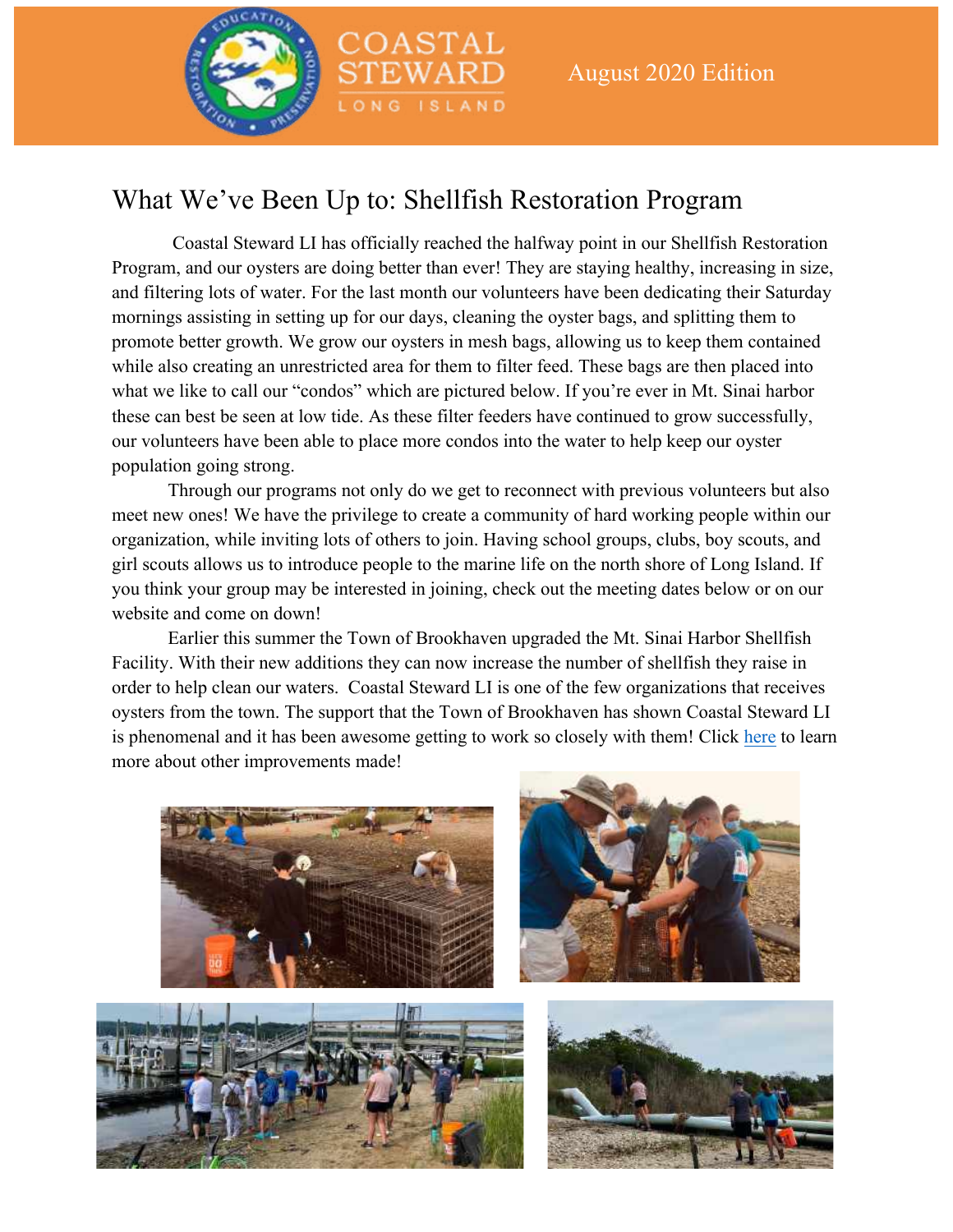COASTAL STEWARD LONG ISLAND

August 2020 Edition

## What We've Been Up to: Shellfish Restoration Program

Coastal Steward LI has officially reached the halfway point in our Shellfish Restoration Program, and our oysters are doing better than ever! They are staying healthy, increasing in size, and filtering lots of water. For the last month our volunteers have been dedicating their Saturday mornings assisting in setting up for our days, cleaning the oyster bags, and splitting them to promote better growth. We grow our oysters in mesh bags, allowing us to keep them contained while also creating an unrestricted area for them to filter feed. These bags are then placed into what we like to call our "condos" which are pictured below. If you're ever in Mt. Sinai harbor these can best be seen at low tide. As these filter feeders have continued to grow successfully, our volunteers have been able to place more condos into the water to help keep our oyster population going strong.

Through our programs not only do we get to reconnect with previous volunteers but also meet new ones! We have the privilege to create a community of hard working people within our organization, while inviting lots of others to join. Having school groups, clubs, boy scouts, and girl scouts allows us to introduce people to the marine life on the north shore of Long Island. If you think your group may be interested in joining, check out the meeting dates below or on our website and come on down!

Earlier this summer the Town of Brookhaven upgraded the Mt. Sinai Harbor Shellfish Facility. With their new additions they can now increase the number of shellfish they raise in order to help clean our waters. Coastal Steward LI is one of the few organizations that receives oysters from the town. The support that the Town of Brookhaven has shown Coastal Steward LI is phenomenal and it has been awesome getting to work so closely with them! Click here to learn more about other improvements made!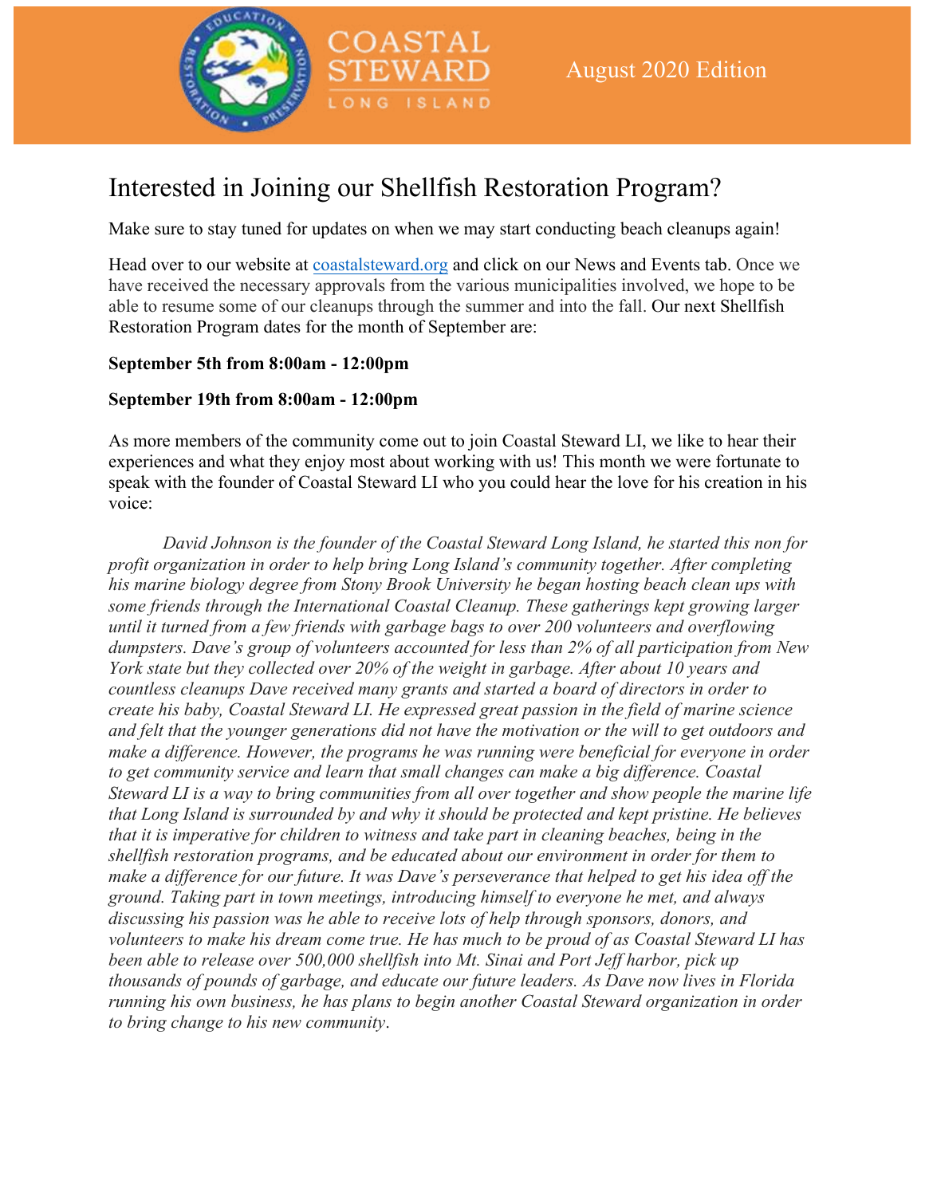COASTAL STEWARD LONG ISLAND

August 2020 Edition

# Interested in Joining our Shellfish Restoration Program?

Make sure to stay tuned for updates on when we may start conducting beach cleanups again!

Head over to our website at [coastalsteward.org](coastalsteward.org) and click on our News and Events tab. Once we have received the necessary approvals from the various municipalities involved, we hope to be able to resume some of our cleanups through the summer and into the fall. Our next Shellfish Restoration Program dates for the month of September are:

**September 5th from 8:00am - 12:00pm**

**September 19th from 8:00am - 12:00pm**

As more members of the community come out to join Coastal Steward LI, we like to hear their experiences and what they enjoy most about working with us! This month we were fortunate to speak with the founder of Coastal Steward LI who you could hear the love for his creation in his voice:

*David Johnson is the founder of the Coastal Steward Long Island, he started this non for profit organization in order to help bring Long Island's community together. After completing his marine biology degree from Stony Brook University he began hosting beach clean ups with some friends through the International Coastal Cleanup. These gatherings kept growing larger until it turned from a few friends with garbage bags to over 200 volunteers and overflowing dumpsters. Dave's group of volunteers accounted for less than 2% of all participation from New York state but they collected over 20% of the weight in garbage. After about 10 years and countless cleanups Dave received many grants and started a board of directors in order to create his baby, Coastal Steward LI. He expressed great passion in the field of marine science and felt that the younger generations did not have the motivation or the will to get outdoors and make a difference. However, the programs he was running were beneficial for everyone in order to get community service and learn that small changes can make a big difference. Coastal Steward LI is a way to bring communities from all over together and show people the marine life that Long Island is surrounded by and why it should be protected and kept pristine. He believes that it is imperative for children to witness and take part in cleaning beaches, being in the shellfish restoration programs, and be educated about our environment in order for them to make a difference for our future. It was Dave's perseverance that helped to get his idea off the ground. Taking part in town meetings, introducing himself to everyone he met, and always discussing his passion was he able to receive lots of help through sponsors, donors, and volunteers to make his dream come true. He has much to be proud of as Coastal Steward LI has been able to release over 500,000 shellfish into Mt. Sinai and Port Jeff harbor, pick up thousands of pounds of garbage, and educate our future leaders. As Dave now lives in Florida running his own business, he has plans to begin another Coastal Steward organization in order to bring change to his new community.*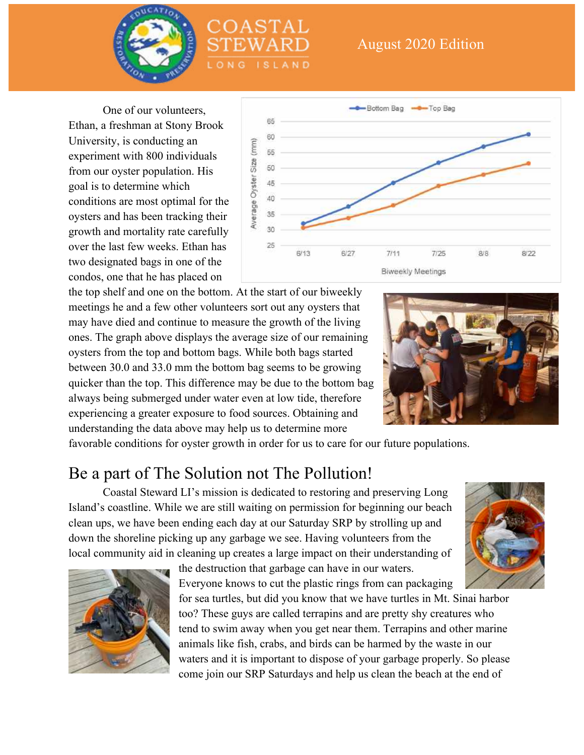August 2020 Edition

One of our volunteers, Ethan, a freshman at Stony Brook University, is conducting an experiment with 800 individuals from our oyster population. His goal is to determine which conditions are most optimal for the oysters and has been tracking their growth and mortality rate carefully over the last few weeks. Ethan has two designated bags in one of the condos, one that he has placed on the top shelf and one on the bottom. At the start of our biweekly meetings he and a few other volunteers sort out any oysters that may have died and continue to measure the growth of the living ones. The graph above displays the average size of our remaining oysters from the top and bottom bags. While both bags started between 30.0 and 33.0 mm the bottom bag seems to be growing quicker than the top. This difference may be due to the bottom bag always being submerged under water even at low tide, therefore experiencing a greater exposure to food sources. Obtaining and understanding the data above may help us to determine more favorable conditions for oyster growth in order for us to care for our future populations.

## Be a part of The Solution not The Pollution!

Coastal Steward LI's mission is dedicated to restoring and preserving Long Island's coastline. While we are still waiting on permission for beginning our beach clean ups, we have been ending each day at our Saturday SRP by strolling up and down the shoreline picking up any garbage we see. Having volunteers from the local community aid in cleaning up creates a large impact on their understanding of the destruction that garbage can have in our waters. Everyone knows to cut the plastic rings from can packaging for sea turtles, but did you know that we have turtles in Mt. Sinai harbor too? These guys are called terrapins and are pretty shy creatures who tend to swim away when you get near them. Terrapins and other marine animals like fish, crabs, and birds can be harmed by the waste in our waters and it is important to dispose of your garbage properly. So please come join our SRP Saturdays and help us clean the beach at the end of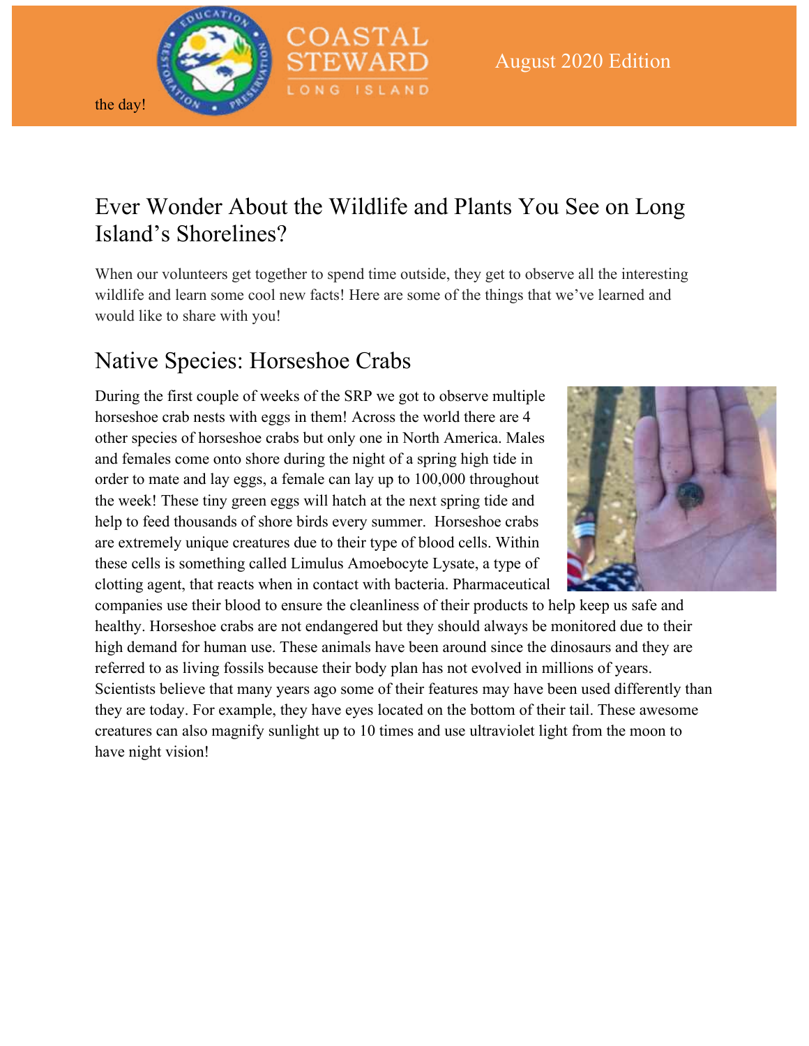the day!

# Ever Wonder About the Wildlife and Plants You See on Long Island's Shorelines?

When our volunteers get together to spend time outside, they get to observe all the interesting wildlife and learn some cool new facts! Here are some of the things that we've learned and would like to share with you!

## Native Species: Horseshoe Crabs

During the first couple of weeks of the SRP we got to observe multiple horseshoe crab nests with eggs in them! Across the world there are 4 other species of horseshoe crabs but only one in North America. Males and females come onto shore during the night of a spring high tide in order to mate and lay eggs, a female can lay up to 100,000 throughout the week! These tiny green eggs will hatch at the next spring tide and help to feed thousands of shore birds every summer. Horseshoe crabs are extremely unique creatures due to their type of blood cells. Within these cells is something called Limulus Amoebocyte Lysate, a type of clotting agent, that reacts when in contact with bacteria. Pharmaceutical companies use their blood to ensure the cleanliness of their products to help keep us safe and healthy. Horseshoe crabs are not endangered but they should always be monitored due to their high demand for human use. These animals have been around since the dinosaurs and they are referred to as living fossils because their body plan has not evolved in millions of years. Scientists believe that many years ago some of their features may have been used differently than they are today. For example, they have eyes located on the bottom of their tail. These awesome creatures can also magnify sunlight up to 10 times and use ultraviolet light from the moon to have night vision!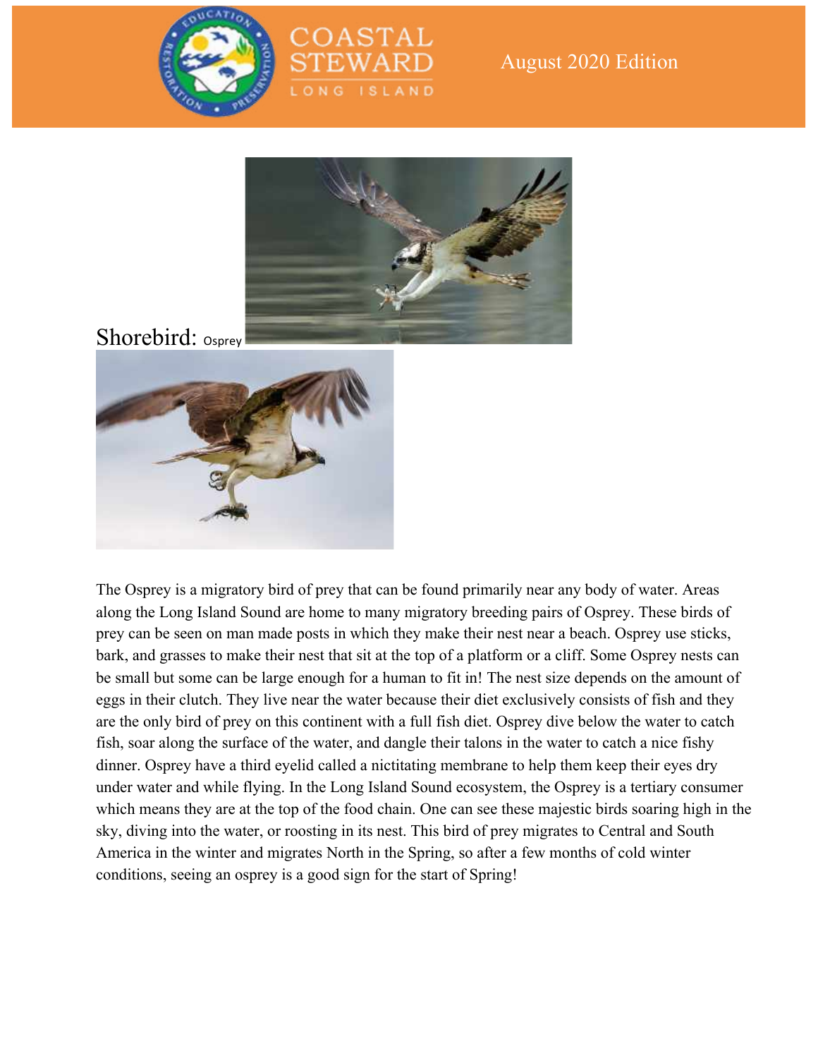# Shorebird: Osprey

The Osprey is a migratory bird of prey that can be found primarily near any body of water. Areas along the Long Island Sound are home to many migratory breeding pairs of Osprey. These birds of prey can be seen on man made posts in which they make their nest near a beach. Osprey use sticks, bark, and grasses to make their nest that sit at the top of a platform or a cliff. Some Osprey nests can be small but some can be large enough for a human to fit in! The nest size depends on the amount of eggs in their clutch. They live near the water because their diet exclusively consists of fish and they are the only bird of prey on this continent with a full fish diet. Osprey dive below the water to catch fish, soar along the surface of the water, and dangle their talons in the water to catch a nice fishy dinner. Osprey have a third eyelid called a nictitating membrane to help them keep their eyes dry under water and while flying. In the Long Island Sound ecosystem, the Osprey is a tertiary consumer which means they are at the top of the food chain. One can see these majestic birds soaring high in the sky, diving into the water, or roosting in its nest. This bird of prey migrates to Central and South America in the winter and migrates North in the Spring, so after a few months of cold winter conditions, seeing an osprey is a good sign for the start of Spring!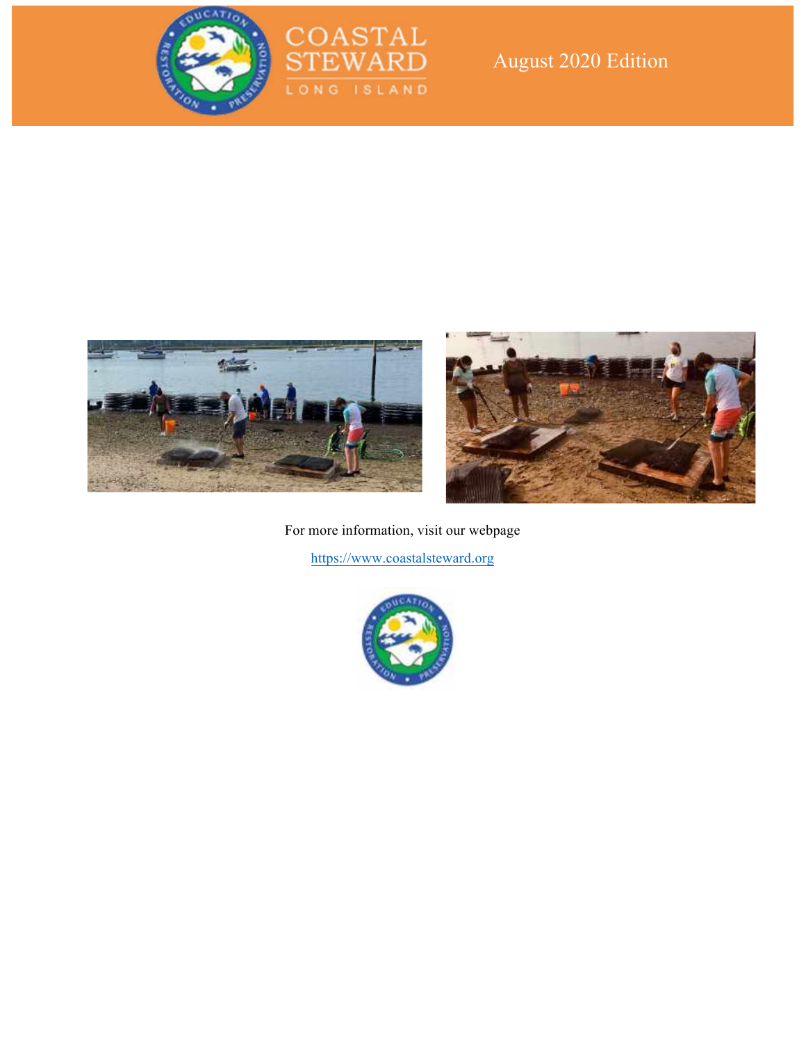COASTAL STEWARD

LONG ISLAND

August 2020 Edition

For more information, visit our webpage

https://www.coastalsteward.org